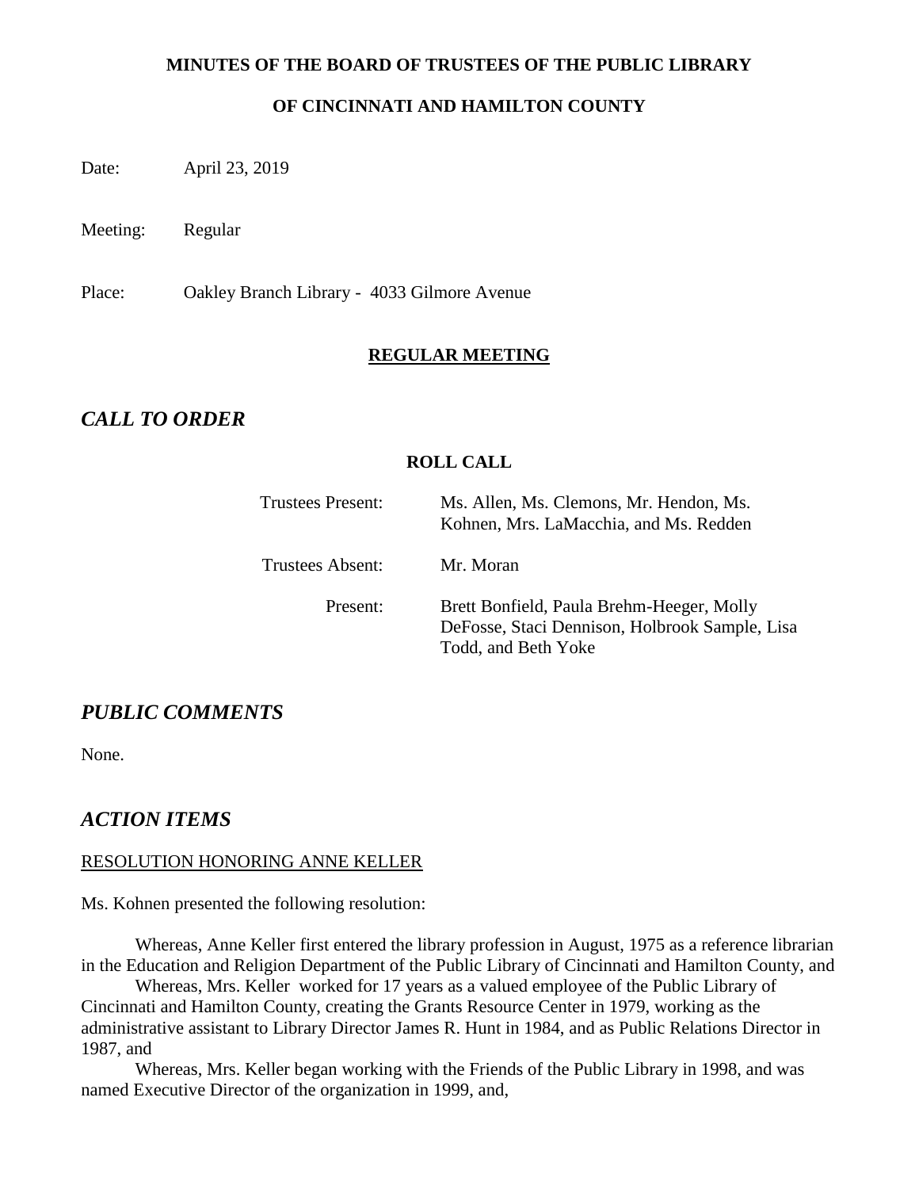**MINUTES OF THE BOARD OF TRUSTEES OF THE PUBLIC LIBRARY**

**OF CINCINNATI AND HAMILTON COUNTY**

Date: April 23, 2019

Meeting: Regular

Place: Oakley Branch Library - 4033 Gilmore Avenue

**REGULAR MEETING**

## *CALL TO ORDER*

**ROLL CALL**

| | |
|---|---|
| Trustees Present: | Ms. Allen, Ms. Clemons, Mr. Hendon, Ms. Kohnen, Mrs. LaMacchia, and Ms. Redden |
| Trustees Absent: | Mr. Moran |
| Present: | Brett Bonfield, Paula Brehm-Heeger, Molly DeFosse, Staci Dennison, Holbrook Sample, Lisa Todd, and Beth Yoke |

## *PUBLIC COMMENTS*

None.

## *ACTION ITEMS*

RESOLUTION HONORING ANNE KELLER

Ms. Kohnen presented the following resolution:

Whereas, Anne Keller first entered the library profession in August, 1975 as a reference librarian in the Education and Religion Department of the Public Library of Cincinnati and Hamilton County, and

Whereas, Mrs. Keller worked for 17 years as a valued employee of the Public Library of Cincinnati and Hamilton County, creating the Grants Resource Center in 1979, working as the administrative assistant to Library Director James R. Hunt in 1984, and as Public Relations Director in 1987, and

Whereas, Mrs. Keller began working with the Friends of the Public Library in 1998, and was named Executive Director of the organization in 1999, and,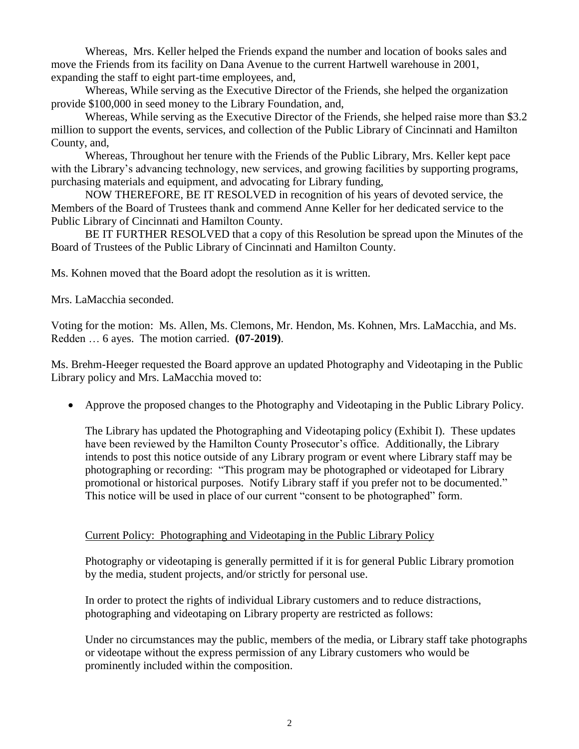Whereas, Mrs. Keller helped the Friends expand the number and location of books sales and move the Friends from its facility on Dana Avenue to the current Hartwell warehouse in 2001, expanding the staff to eight part-time employees, and,

Whereas, While serving as the Executive Director of the Friends, she helped the organization provide $100,000 in seed money to the Library Foundation, and,

Whereas, While serving as the Executive Director of the Friends, she helped raise more than $3.2 million to support the events, services, and collection of the Public Library of Cincinnati and Hamilton County, and,

Whereas, Throughout her tenure with the Friends of the Public Library, Mrs. Keller kept pace with the Library's advancing technology, new services, and growing facilities by supporting programs, purchasing materials and equipment, and advocating for Library funding,

NOW THEREFORE, BE IT RESOLVED in recognition of his years of devoted service, the Members of the Board of Trustees thank and commend Anne Keller for her dedicated service to the Public Library of Cincinnati and Hamilton County.

BE IT FURTHER RESOLVED that a copy of this Resolution be spread upon the Minutes of the Board of Trustees of the Public Library of Cincinnati and Hamilton County.

Ms. Kohnen moved that the Board adopt the resolution as it is written.

Mrs. LaMacchia seconded.

Voting for the motion: Ms. Allen, Ms. Clemons, Mr. Hendon, Ms. Kohnen, Mrs. LaMacchia, and Ms. Redden … 6 ayes. The motion carried. **(07-2019)**.

Ms. Brehm-Heeger requested the Board approve an updated Photography and Videotaping in the Public Library policy and Mrs. LaMacchia moved to:

- Approve the proposed changes to the Photography and Videotaping in the Public Library Policy.

  The Library has updated the Photographing and Videotaping policy (Exhibit I). These updates have been reviewed by the Hamilton County Prosecutor's office. Additionally, the Library intends to post this notice outside of any Library program or event where Library staff may be photographing or recording: "This program may be photographed or videotaped for Library promotional or historical purposes. Notify Library staff if you prefer not to be documented." This notice will be used in place of our current "consent to be photographed" form.

  Current Policy: Photographing and Videotaping in the Public Library Policy

  Photography or videotaping is generally permitted if it is for general Public Library promotion by the media, student projects, and/or strictly for personal use.

  In order to protect the rights of individual Library customers and to reduce distractions, photographing and videotaping on Library property are restricted as follows:

  Under no circumstances may the public, members of the media, or Library staff take photographs or videotape without the express permission of any Library customers who would be prominently included within the composition.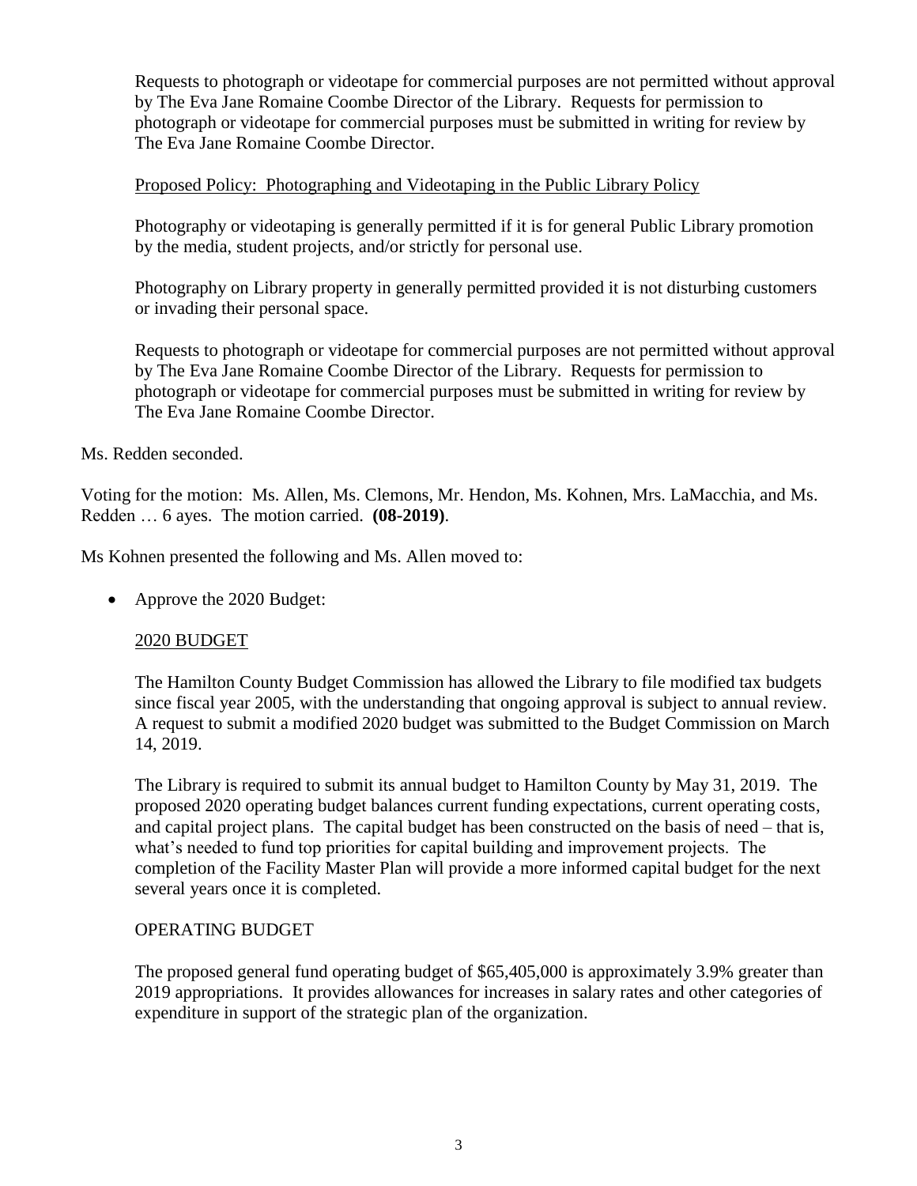Requests to photograph or videotape for commercial purposes are not permitted without approval by The Eva Jane Romaine Coombe Director of the Library. Requests for permission to photograph or videotape for commercial purposes must be submitted in writing for review by The Eva Jane Romaine Coombe Director.

Proposed Policy: Photographing and Videotaping in the Public Library Policy

Photography or videotaping is generally permitted if it is for general Public Library promotion by the media, student projects, and/or strictly for personal use.

Photography on Library property in generally permitted provided it is not disturbing customers or invading their personal space.

Requests to photograph or videotape for commercial purposes are not permitted without approval by The Eva Jane Romaine Coombe Director of the Library. Requests for permission to photograph or videotape for commercial purposes must be submitted in writing for review by The Eva Jane Romaine Coombe Director.

Ms. Redden seconded.

Voting for the motion: Ms. Allen, Ms. Clemons, Mr. Hendon, Ms. Kohnen, Mrs. LaMacchia, and Ms. Redden … 6 ayes. The motion carried. **(08-2019)**.

Ms Kohnen presented the following and Ms. Allen moved to:

- Approve the 2020 Budget:

  2020 BUDGET

  The Hamilton County Budget Commission has allowed the Library to file modified tax budgets since fiscal year 2005, with the understanding that ongoing approval is subject to annual review. A request to submit a modified 2020 budget was submitted to the Budget Commission on March 14, 2019.

  The Library is required to submit its annual budget to Hamilton County by May 31, 2019. The proposed 2020 operating budget balances current funding expectations, current operating costs, and capital project plans. The capital budget has been constructed on the basis of need – that is, what's needed to fund top priorities for capital building and improvement projects. The completion of the Facility Master Plan will provide a more informed capital budget for the next several years once it is completed.

  OPERATING BUDGET

  The proposed general fund operating budget of $65,405,000 is approximately 3.9% greater than 2019 appropriations. It provides allowances for increases in salary rates and other categories of expenditure in support of the strategic plan of the organization.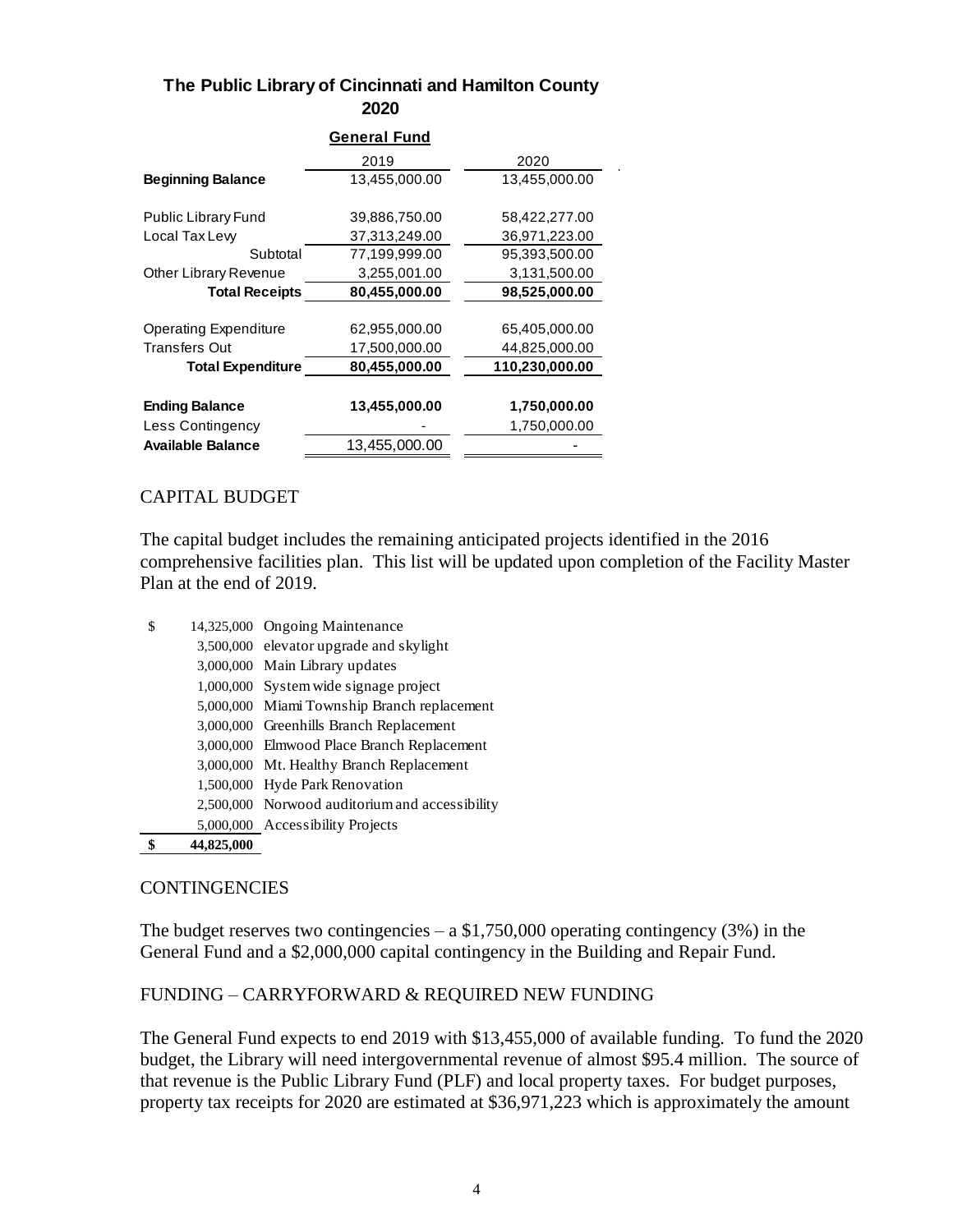**The Public Library of Cincinnati and Hamilton County**
**2020**

**General Fund**

| | 2019 | 2020 |
|---|---|---|
| **Beginning Balance** | 13,455,000.00 | 13,455,000.00 |
| Public Library Fund | 39,886,750.00 | 58,422,277.00 |
| Local Tax Levy | 37,313,249.00 | 36,971,223.00 |
| Subtotal | 77,199,999.00 | 95,393,500.00 |
| Other Library Revenue | 3,255,001.00 | 3,131,500.00 |
| **Total Receipts** | **80,455,000.00** | **98,525,000.00** |
| Operating Expenditure | 62,955,000.00 | 65,405,000.00 |
| Transfers Out | 17,500,000.00 | 44,825,000.00 |
| **Total Expenditure** | **80,455,000.00** | **110,230,000.00** |
| **Ending Balance** | **13,455,000.00** | **1,750,000.00** |
| Less Contingency | - | 1,750,000.00 |
| **Available Balance** | 13,455,000.00 | - |

## CAPITAL BUDGET

The capital budget includes the remaining anticipated projects identified in the 2016 comprehensive facilities plan. This list will be updated upon completion of the Facility Master Plan at the end of 2019.

| | Amount | Project |
|---|---|---|
| $ | 14,325,000 | Ongoing Maintenance |
| | 3,500,000 | elevator upgrade and skylight |
| | 3,000,000 | Main Library updates |
| | 1,000,000 | System wide signage project |
| | 5,000,000 | Miami Township Branch replacement |
| | 3,000,000 | Greenhills Branch Replacement |
| | 3,000,000 | Elmwood Place Branch Replacement |
| | 3,000,000 | Mt. Healthy Branch Replacement |
| | 1,500,000 | Hyde Park Renovation |
| | 2,500,000 | Norwood auditorium and accessibility |
| | 5,000,000 | Accessibility Projects |
| **$** | **44,825,000** | |

## CONTINGENCIES

The budget reserves two contingencies – a $1,750,000 operating contingency (3%) in the General Fund and a $2,000,000 capital contingency in the Building and Repair Fund.

## FUNDING – CARRYFORWARD & REQUIRED NEW FUNDING

The General Fund expects to end 2019 with $13,455,000 of available funding. To fund the 2020 budget, the Library will need intergovernmental revenue of almost $95.4 million. The source of that revenue is the Public Library Fund (PLF) and local property taxes. For budget purposes, property tax receipts for 2020 are estimated at $36,971,223 which is approximately the amount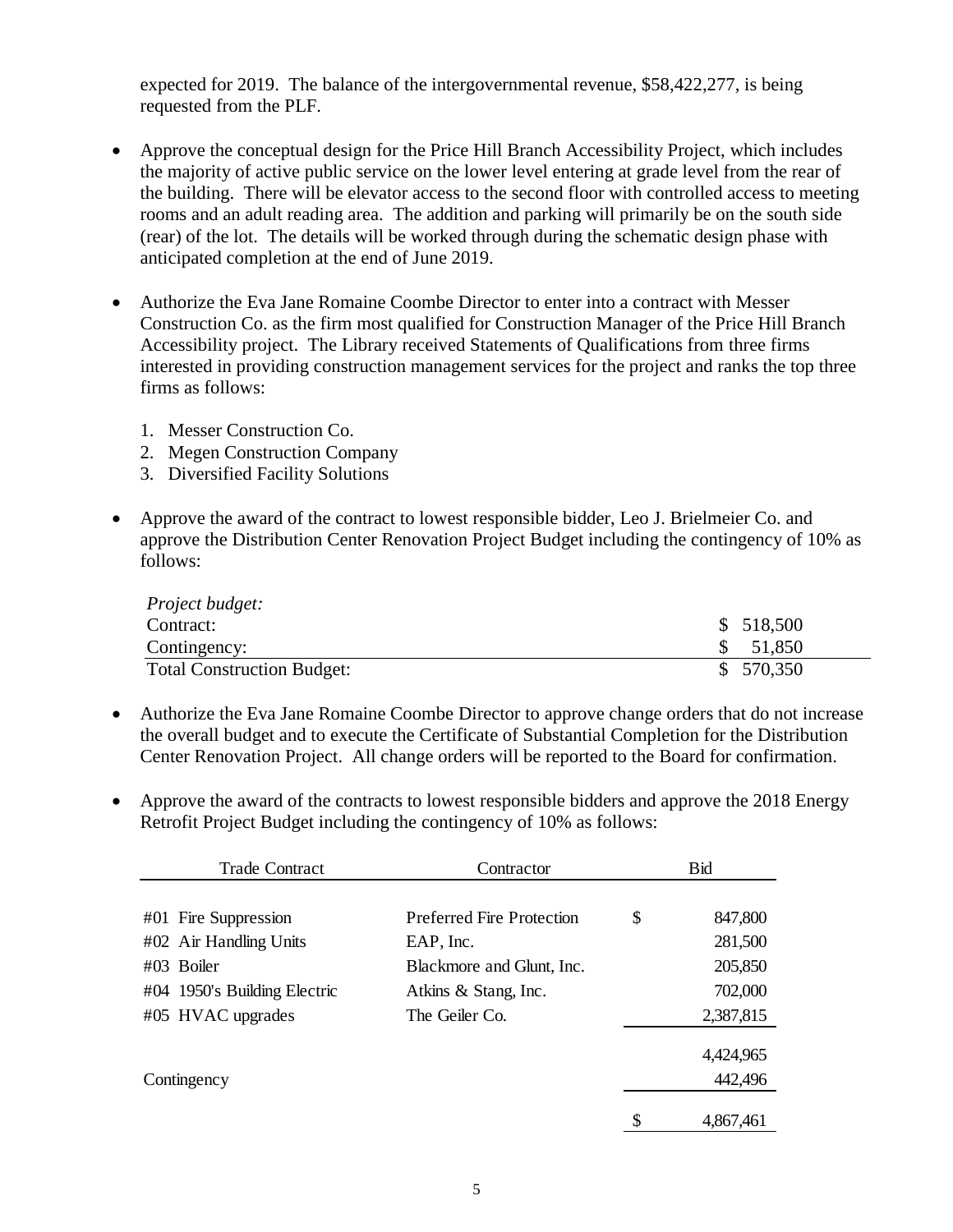expected for 2019. The balance of the intergovernmental revenue, $58,422,277, is being requested from the PLF.

- Approve the conceptual design for the Price Hill Branch Accessibility Project, which includes the majority of active public service on the lower level entering at grade level from the rear of the building. There will be elevator access to the second floor with controlled access to meeting rooms and an adult reading area. The addition and parking will primarily be on the south side (rear) of the lot. The details will be worked through during the schematic design phase with anticipated completion at the end of June 2019.

- Authorize the Eva Jane Romaine Coombe Director to enter into a contract with Messer Construction Co. as the firm most qualified for Construction Manager of the Price Hill Branch Accessibility project. The Library received Statements of Qualifications from three firms interested in providing construction management services for the project and ranks the top three firms as follows:

  1. Messer Construction Co.
  2. Megen Construction Company
  3. Diversified Facility Solutions

- Approve the award of the contract to lowest responsible bidder, Leo J. Brielmeier Co. and approve the Distribution Center Renovation Project Budget including the contingency of 10% as follows:

| *Project budget:* | |
|---|---|
| Contract: | $ 518,500 |
| Contingency: | $ 51,850 |
| Total Construction Budget: | $ 570,350 |

- Authorize the Eva Jane Romaine Coombe Director to approve change orders that do not increase the overall budget and to execute the Certificate of Substantial Completion for the Distribution Center Renovation Project. All change orders will be reported to the Board for confirmation.

- Approve the award of the contracts to lowest responsible bidders and approve the 2018 Energy Retrofit Project Budget including the contingency of 10% as follows:

| Trade Contract | Contractor | Bid |
|---|---|---|
| #01 Fire Suppression | Preferred Fire Protection | $ 847,800 |
| #02 Air Handling Units | EAP, Inc. | 281,500 |
| #03 Boiler | Blackmore and Glunt, Inc. | 205,850 |
| #04 1950's Building Electric | Atkins & Stang, Inc. | 702,000 |
| #05 HVAC upgrades | The Geiler Co. | 2,387,815 |
| | | 4,424,965 |
| Contingency | | 442,496 |
| | | $ 4,867,461 |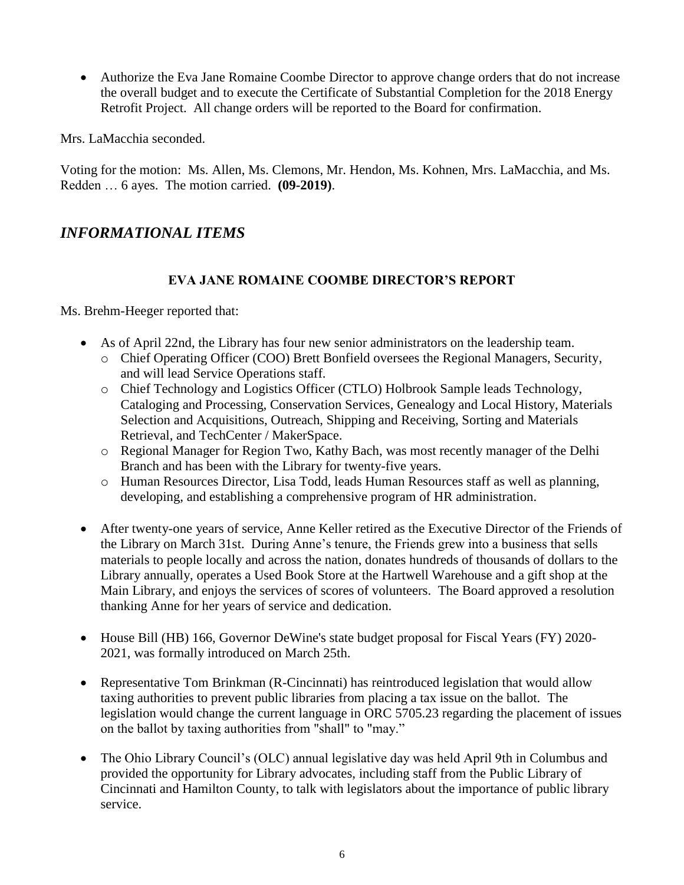- Authorize the Eva Jane Romaine Coombe Director to approve change orders that do not increase the overall budget and to execute the Certificate of Substantial Completion for the 2018 Energy Retrofit Project. All change orders will be reported to the Board for confirmation.

Mrs. LaMacchia seconded.

Voting for the motion: Ms. Allen, Ms. Clemons, Mr. Hendon, Ms. Kohnen, Mrs. LaMacchia, and Ms. Redden … 6 ayes. The motion carried. **(09-2019)**.

## *INFORMATIONAL ITEMS*

### EVA JANE ROMAINE COOMBE DIRECTOR'S REPORT

Ms. Brehm-Heeger reported that:

- As of April 22nd, the Library has four new senior administrators on the leadership team.
  - Chief Operating Officer (COO) Brett Bonfield oversees the Regional Managers, Security, and will lead Service Operations staff.
  - Chief Technology and Logistics Officer (CTLO) Holbrook Sample leads Technology, Cataloging and Processing, Conservation Services, Genealogy and Local History, Materials Selection and Acquisitions, Outreach, Shipping and Receiving, Sorting and Materials Retrieval, and TechCenter / MakerSpace.
  - Regional Manager for Region Two, Kathy Bach, was most recently manager of the Delhi Branch and has been with the Library for twenty-five years.
  - Human Resources Director, Lisa Todd, leads Human Resources staff as well as planning, developing, and establishing a comprehensive program of HR administration.

- After twenty-one years of service, Anne Keller retired as the Executive Director of the Friends of the Library on March 31st. During Anne's tenure, the Friends grew into a business that sells materials to people locally and across the nation, donates hundreds of thousands of dollars to the Library annually, operates a Used Book Store at the Hartwell Warehouse and a gift shop at the Main Library, and enjoys the services of scores of volunteers. The Board approved a resolution thanking Anne for her years of service and dedication.

- House Bill (HB) 166, Governor DeWine's state budget proposal for Fiscal Years (FY) 2020-2021, was formally introduced on March 25th.

- Representative Tom Brinkman (R-Cincinnati) has reintroduced legislation that would allow taxing authorities to prevent public libraries from placing a tax issue on the ballot. The legislation would change the current language in ORC 5705.23 regarding the placement of issues on the ballot by taxing authorities from "shall" to "may."

- The Ohio Library Council's (OLC) annual legislative day was held April 9th in Columbus and provided the opportunity for Library advocates, including staff from the Public Library of Cincinnati and Hamilton County, to talk with legislators about the importance of public library service.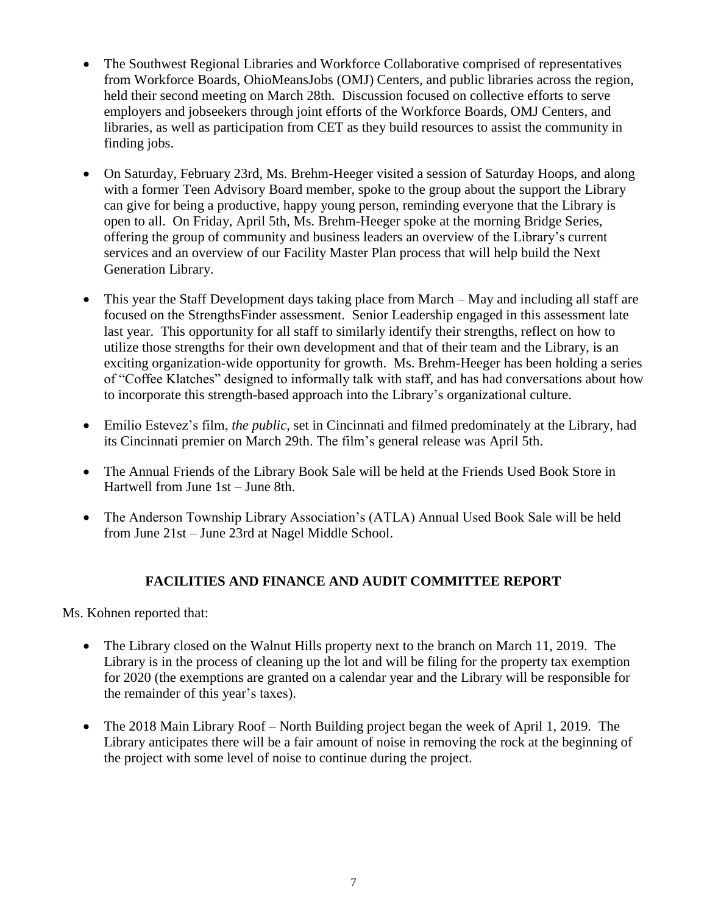- The Southwest Regional Libraries and Workforce Collaborative comprised of representatives from Workforce Boards, OhioMeansJobs (OMJ) Centers, and public libraries across the region, held their second meeting on March 28th. Discussion focused on collective efforts to serve employers and jobseekers through joint efforts of the Workforce Boards, OMJ Centers, and libraries, as well as participation from CET as they build resources to assist the community in finding jobs.

- On Saturday, February 23rd, Ms. Brehm-Heeger visited a session of Saturday Hoops, and along with a former Teen Advisory Board member, spoke to the group about the support the Library can give for being a productive, happy young person, reminding everyone that the Library is open to all. On Friday, April 5th, Ms. Brehm-Heeger spoke at the morning Bridge Series, offering the group of community and business leaders an overview of the Library's current services and an overview of our Facility Master Plan process that will help build the Next Generation Library.

- This year the Staff Development days taking place from March – May and including all staff are focused on the StrengthsFinder assessment. Senior Leadership engaged in this assessment late last year. This opportunity for all staff to similarly identify their strengths, reflect on how to utilize those strengths for their own development and that of their team and the Library, is an exciting organization-wide opportunity for growth. Ms. Brehm-Heeger has been holding a series of "Coffee Klatches" designed to informally talk with staff, and has had conversations about how to incorporate this strength-based approach into the Library's organizational culture.

- Emilio Estevez's film, *the public*, set in Cincinnati and filmed predominately at the Library, had its Cincinnati premier on March 29th. The film's general release was April 5th.

- The Annual Friends of the Library Book Sale will be held at the Friends Used Book Store in Hartwell from June 1st – June 8th.

- The Anderson Township Library Association's (ATLA) Annual Used Book Sale will be held from June 21st – June 23rd at Nagel Middle School.

## FACILITIES AND FINANCE AND AUDIT COMMITTEE REPORT

Ms. Kohnen reported that:

- The Library closed on the Walnut Hills property next to the branch on March 11, 2019. The Library is in the process of cleaning up the lot and will be filing for the property tax exemption for 2020 (the exemptions are granted on a calendar year and the Library will be responsible for the remainder of this year's taxes).

- The 2018 Main Library Roof – North Building project began the week of April 1, 2019. The Library anticipates there will be a fair amount of noise in removing the rock at the beginning of the project with some level of noise to continue during the project.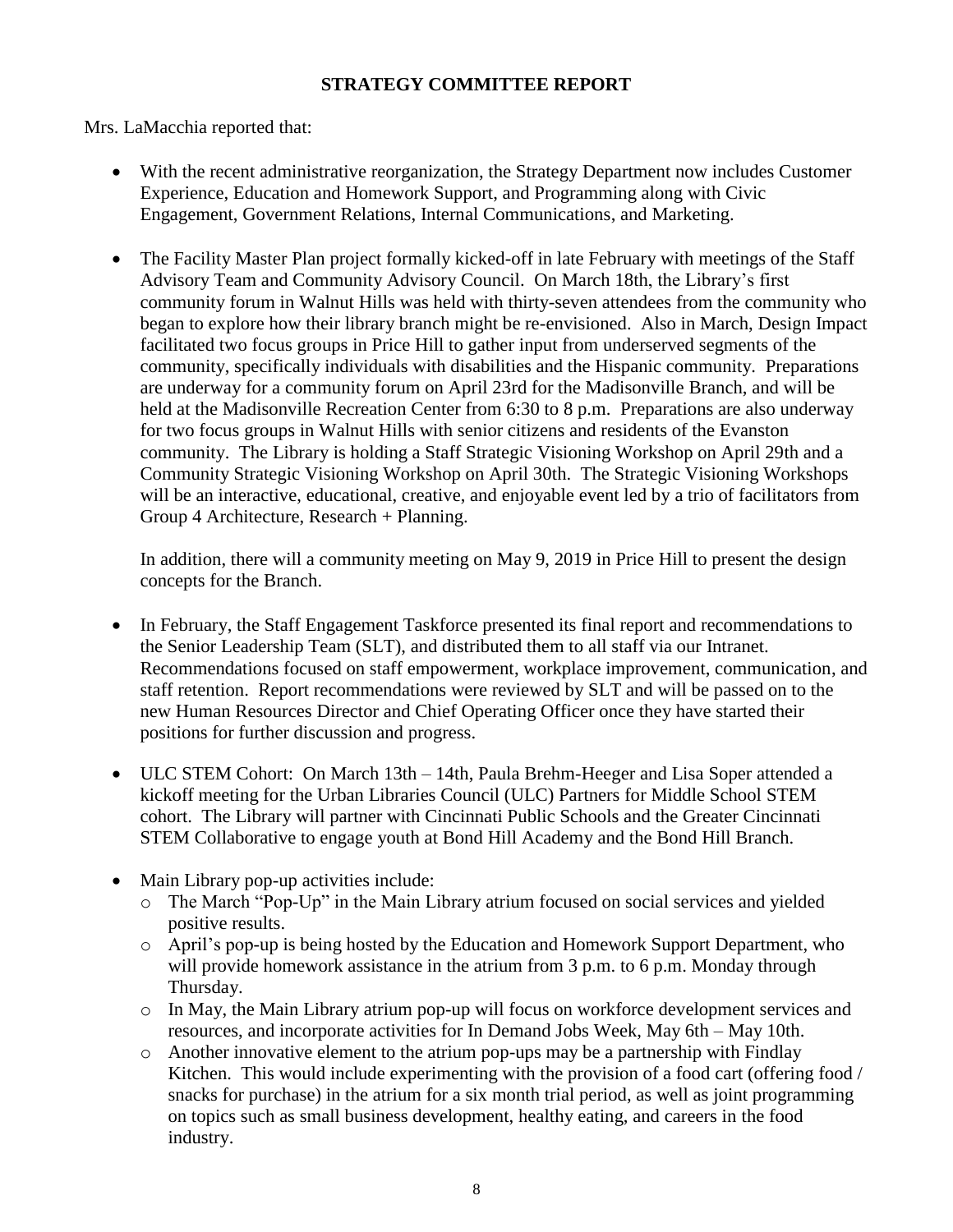## STRATEGY COMMITTEE REPORT

Mrs. LaMacchia reported that:

- With the recent administrative reorganization, the Strategy Department now includes Customer Experience, Education and Homework Support, and Programming along with Civic Engagement, Government Relations, Internal Communications, and Marketing.

- The Facility Master Plan project formally kicked-off in late February with meetings of the Staff Advisory Team and Community Advisory Council. On March 18th, the Library's first community forum in Walnut Hills was held with thirty-seven attendees from the community who began to explore how their library branch might be re-envisioned. Also in March, Design Impact facilitated two focus groups in Price Hill to gather input from underserved segments of the community, specifically individuals with disabilities and the Hispanic community. Preparations are underway for a community forum on April 23rd for the Madisonville Branch, and will be held at the Madisonville Recreation Center from 6:30 to 8 p.m. Preparations are also underway for two focus groups in Walnut Hills with senior citizens and residents of the Evanston community. The Library is holding a Staff Strategic Visioning Workshop on April 29th and a Community Strategic Visioning Workshop on April 30th. The Strategic Visioning Workshops will be an interactive, educational, creative, and enjoyable event led by a trio of facilitators from Group 4 Architecture, Research + Planning.

  In addition, there will a community meeting on May 9, 2019 in Price Hill to present the design concepts for the Branch.

- In February, the Staff Engagement Taskforce presented its final report and recommendations to the Senior Leadership Team (SLT), and distributed them to all staff via our Intranet. Recommendations focused on staff empowerment, workplace improvement, communication, and staff retention. Report recommendations were reviewed by SLT and will be passed on to the new Human Resources Director and Chief Operating Officer once they have started their positions for further discussion and progress.

- ULC STEM Cohort: On March 13th – 14th, Paula Brehm-Heeger and Lisa Soper attended a kickoff meeting for the Urban Libraries Council (ULC) Partners for Middle School STEM cohort. The Library will partner with Cincinnati Public Schools and the Greater Cincinnati STEM Collaborative to engage youth at Bond Hill Academy and the Bond Hill Branch.

- Main Library pop-up activities include:
  - The March "Pop-Up" in the Main Library atrium focused on social services and yielded positive results.
  - April's pop-up is being hosted by the Education and Homework Support Department, who will provide homework assistance in the atrium from 3 p.m. to 6 p.m. Monday through Thursday.
  - In May, the Main Library atrium pop-up will focus on workforce development services and resources, and incorporate activities for In Demand Jobs Week, May 6th – May 10th.
  - Another innovative element to the atrium pop-ups may be a partnership with Findlay Kitchen. This would include experimenting with the provision of a food cart (offering food / snacks for purchase) in the atrium for a six month trial period, as well as joint programming on topics such as small business development, healthy eating, and careers in the food industry.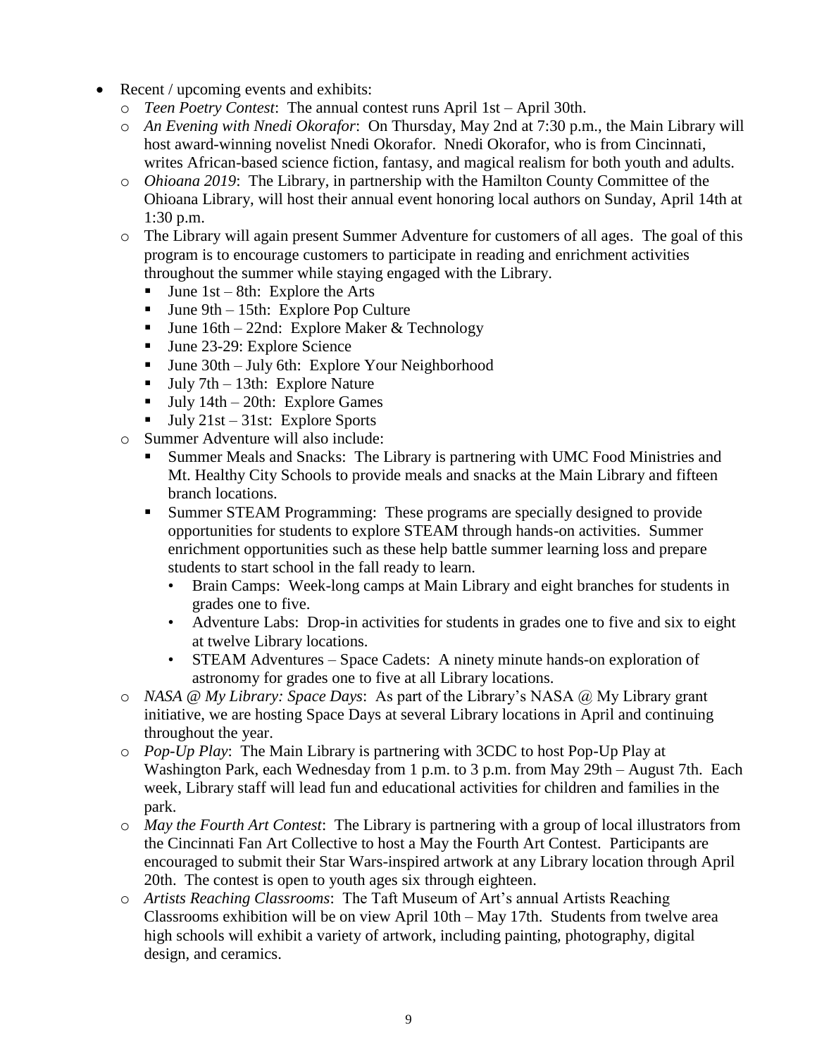- Recent / upcoming events and exhibits:
  - *Teen Poetry Contest*: The annual contest runs April 1st – April 30th.
  - *An Evening with Nnedi Okorafor*: On Thursday, May 2nd at 7:30 p.m., the Main Library will host award-winning novelist Nnedi Okorafor. Nnedi Okorafor, who is from Cincinnati, writes African-based science fiction, fantasy, and magical realism for both youth and adults.
  - *Ohioana 2019*: The Library, in partnership with the Hamilton County Committee of the Ohioana Library, will host their annual event honoring local authors on Sunday, April 14th at 1:30 p.m.
  - The Library will again present Summer Adventure for customers of all ages. The goal of this program is to encourage customers to participate in reading and enrichment activities throughout the summer while staying engaged with the Library.
    - June 1st – 8th: Explore the Arts
    - June 9th – 15th: Explore Pop Culture
    - June 16th – 22nd: Explore Maker & Technology
    - June 23-29: Explore Science
    - June 30th – July 6th: Explore Your Neighborhood
    - July 7th – 13th: Explore Nature
    - July 14th – 20th: Explore Games
    - July 21st – 31st: Explore Sports
  - Summer Adventure will also include:
    - Summer Meals and Snacks: The Library is partnering with UMC Food Ministries and Mt. Healthy City Schools to provide meals and snacks at the Main Library and fifteen branch locations.
    - Summer STEAM Programming: These programs are specially designed to provide opportunities for students to explore STEAM through hands-on activities. Summer enrichment opportunities such as these help battle summer learning loss and prepare students to start school in the fall ready to learn.
      - Brain Camps: Week-long camps at Main Library and eight branches for students in grades one to five.
      - Adventure Labs: Drop-in activities for students in grades one to five and six to eight at twelve Library locations.
      - STEAM Adventures – Space Cadets: A ninety minute hands-on exploration of astronomy for grades one to five at all Library locations.
  - *NASA @ My Library: Space Days*: As part of the Library's NASA @ My Library grant initiative, we are hosting Space Days at several Library locations in April and continuing throughout the year.
  - *Pop-Up Play*: The Main Library is partnering with 3CDC to host Pop-Up Play at Washington Park, each Wednesday from 1 p.m. to 3 p.m. from May 29th – August 7th. Each week, Library staff will lead fun and educational activities for children and families in the park.
  - *May the Fourth Art Contest*: The Library is partnering with a group of local illustrators from the Cincinnati Fan Art Collective to host a May the Fourth Art Contest. Participants are encouraged to submit their Star Wars-inspired artwork at any Library location through April 20th. The contest is open to youth ages six through eighteen.
  - *Artists Reaching Classrooms*: The Taft Museum of Art's annual Artists Reaching Classrooms exhibition will be on view April 10th – May 17th. Students from twelve area high schools will exhibit a variety of artwork, including painting, photography, digital design, and ceramics.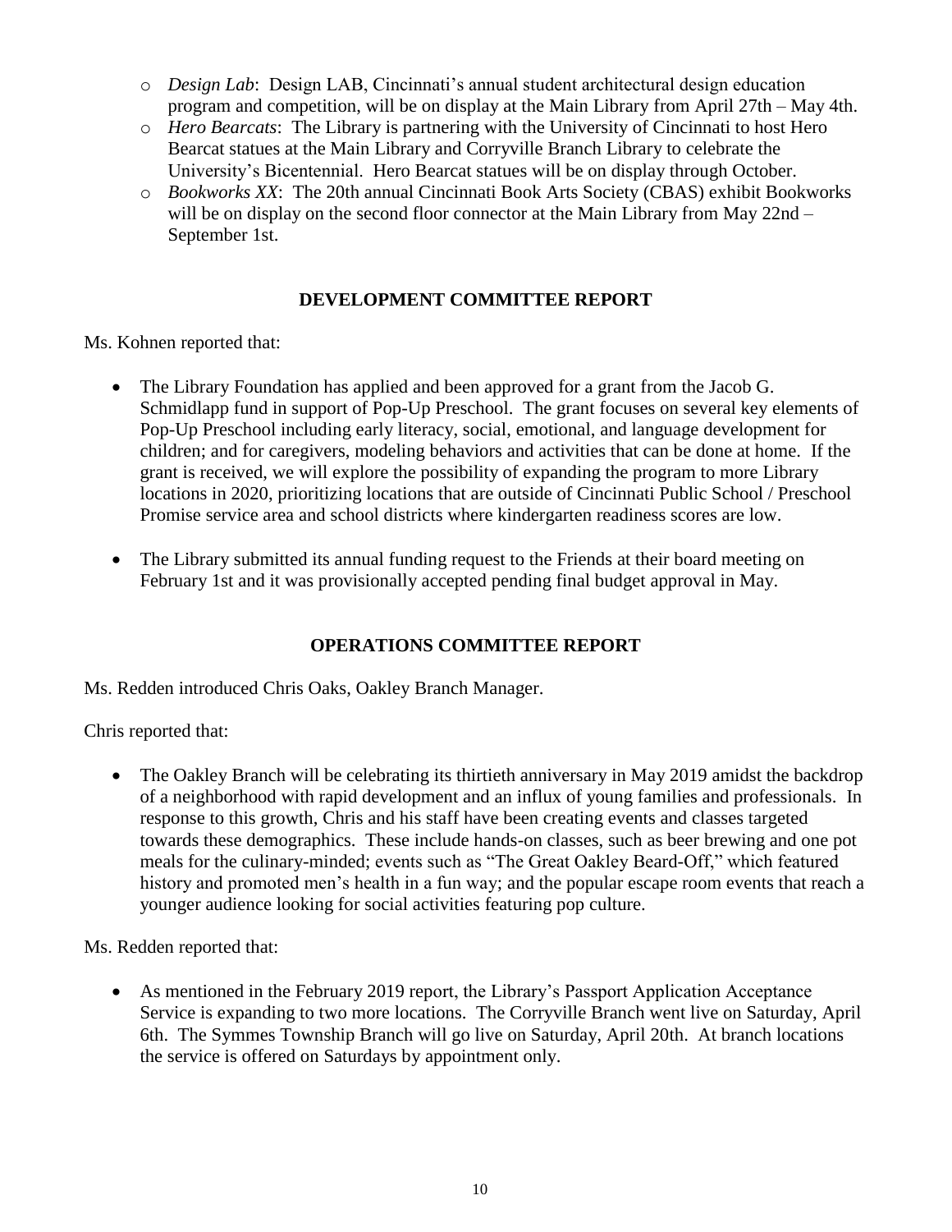- *Design Lab*: Design LAB, Cincinnati's annual student architectural design education program and competition, will be on display at the Main Library from April 27th – May 4th.
- *Hero Bearcats*: The Library is partnering with the University of Cincinnati to host Hero Bearcat statues at the Main Library and Corryville Branch Library to celebrate the University's Bicentennial. Hero Bearcat statues will be on display through October.
- *Bookworks XX*: The 20th annual Cincinnati Book Arts Society (CBAS) exhibit Bookworks will be on display on the second floor connector at the Main Library from May 22nd – September 1st.

## DEVELOPMENT COMMITTEE REPORT

Ms. Kohnen reported that:

- The Library Foundation has applied and been approved for a grant from the Jacob G. Schmidlapp fund in support of Pop-Up Preschool. The grant focuses on several key elements of Pop-Up Preschool including early literacy, social, emotional, and language development for children; and for caregivers, modeling behaviors and activities that can be done at home. If the grant is received, we will explore the possibility of expanding the program to more Library locations in 2020, prioritizing locations that are outside of Cincinnati Public School / Preschool Promise service area and school districts where kindergarten readiness scores are low.

- The Library submitted its annual funding request to the Friends at their board meeting on February 1st and it was provisionally accepted pending final budget approval in May.

## OPERATIONS COMMITTEE REPORT

Ms. Redden introduced Chris Oaks, Oakley Branch Manager.

Chris reported that:

- The Oakley Branch will be celebrating its thirtieth anniversary in May 2019 amidst the backdrop of a neighborhood with rapid development and an influx of young families and professionals. In response to this growth, Chris and his staff have been creating events and classes targeted towards these demographics. These include hands-on classes, such as beer brewing and one pot meals for the culinary-minded; events such as "The Great Oakley Beard-Off," which featured history and promoted men's health in a fun way; and the popular escape room events that reach a younger audience looking for social activities featuring pop culture.

Ms. Redden reported that:

- As mentioned in the February 2019 report, the Library's Passport Application Acceptance Service is expanding to two more locations. The Corryville Branch went live on Saturday, April 6th. The Symmes Township Branch will go live on Saturday, April 20th. At branch locations the service is offered on Saturdays by appointment only.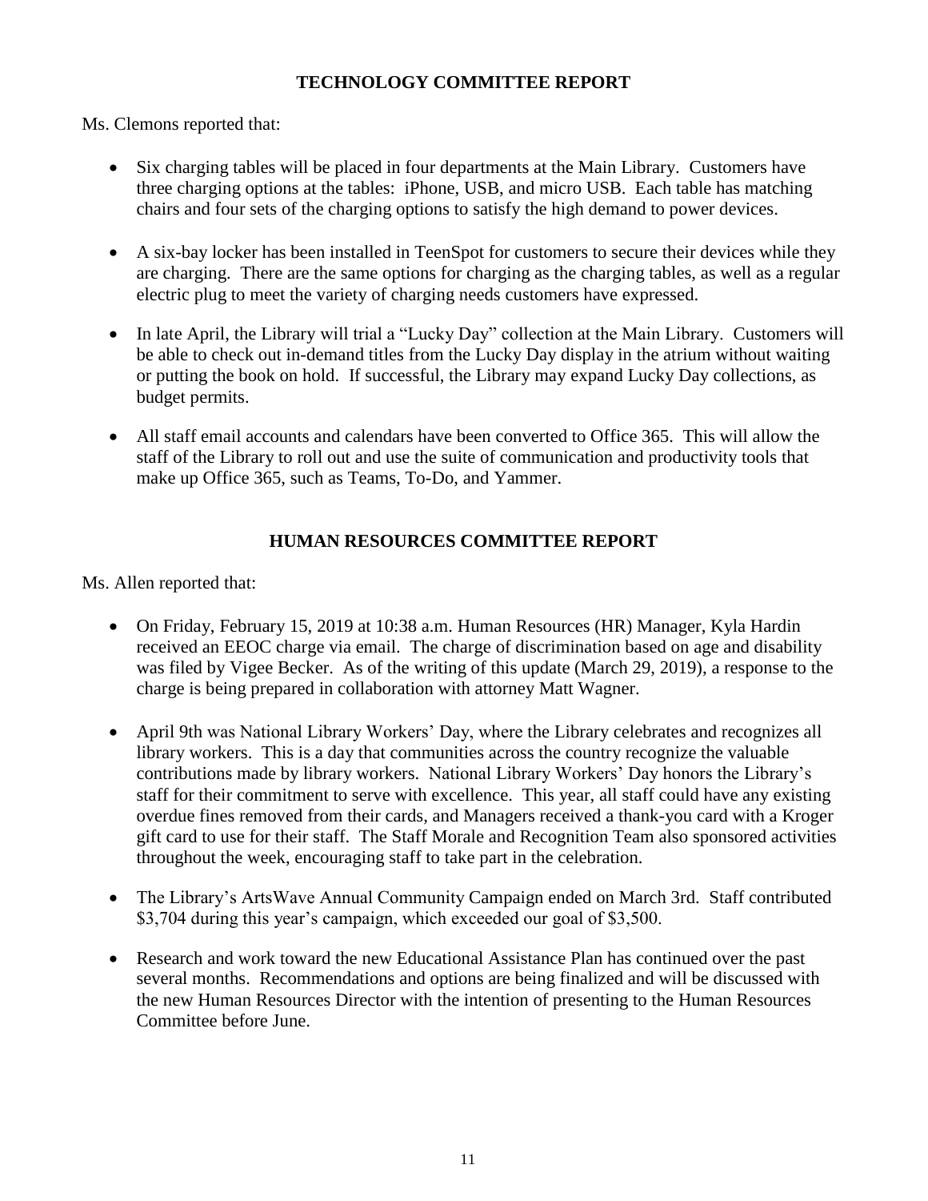## TECHNOLOGY COMMITTEE REPORT

Ms. Clemons reported that:

- Six charging tables will be placed in four departments at the Main Library. Customers have three charging options at the tables: iPhone, USB, and micro USB. Each table has matching chairs and four sets of the charging options to satisfy the high demand to power devices.

- A six-bay locker has been installed in TeenSpot for customers to secure their devices while they are charging. There are the same options for charging as the charging tables, as well as a regular electric plug to meet the variety of charging needs customers have expressed.

- In late April, the Library will trial a "Lucky Day" collection at the Main Library. Customers will be able to check out in-demand titles from the Lucky Day display in the atrium without waiting or putting the book on hold. If successful, the Library may expand Lucky Day collections, as budget permits.

- All staff email accounts and calendars have been converted to Office 365. This will allow the staff of the Library to roll out and use the suite of communication and productivity tools that make up Office 365, such as Teams, To-Do, and Yammer.

## HUMAN RESOURCES COMMITTEE REPORT

Ms. Allen reported that:

- On Friday, February 15, 2019 at 10:38 a.m. Human Resources (HR) Manager, Kyla Hardin received an EEOC charge via email. The charge of discrimination based on age and disability was filed by Vigee Becker. As of the writing of this update (March 29, 2019), a response to the charge is being prepared in collaboration with attorney Matt Wagner.

- April 9th was National Library Workers' Day, where the Library celebrates and recognizes all library workers. This is a day that communities across the country recognize the valuable contributions made by library workers. National Library Workers' Day honors the Library's staff for their commitment to serve with excellence. This year, all staff could have any existing overdue fines removed from their cards, and Managers received a thank-you card with a Kroger gift card to use for their staff. The Staff Morale and Recognition Team also sponsored activities throughout the week, encouraging staff to take part in the celebration.

- The Library's ArtsWave Annual Community Campaign ended on March 3rd. Staff contributed $3,704 during this year's campaign, which exceeded our goal of $3,500.

- Research and work toward the new Educational Assistance Plan has continued over the past several months. Recommendations and options are being finalized and will be discussed with the new Human Resources Director with the intention of presenting to the Human Resources Committee before June.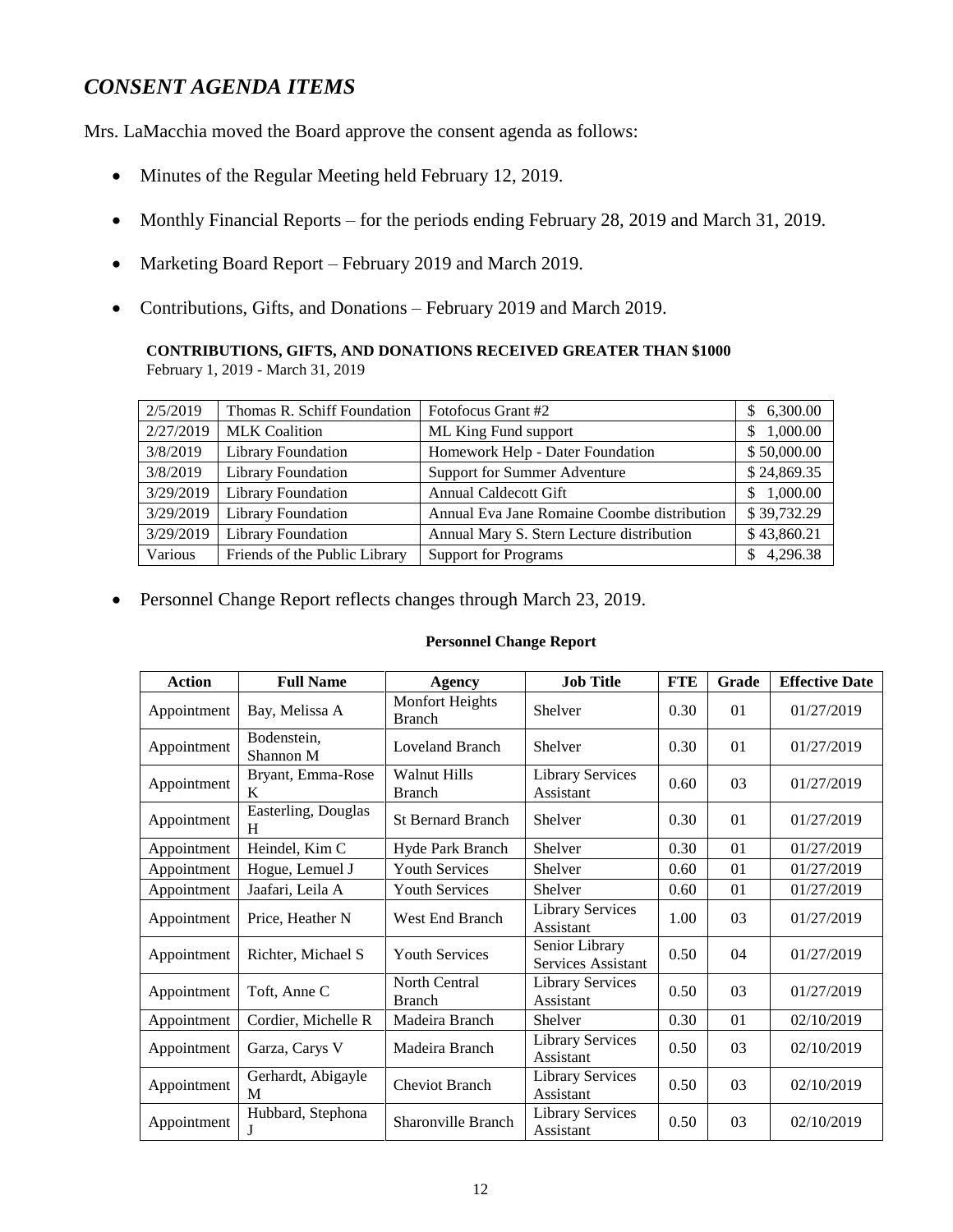## *CONSENT AGENDA ITEMS*

Mrs. LaMacchia moved the Board approve the consent agenda as follows:

- Minutes of the Regular Meeting held February 12, 2019.
- Monthly Financial Reports – for the periods ending February 28, 2019 and March 31, 2019.
- Marketing Board Report – February 2019 and March 2019.
- Contributions, Gifts, and Donations – February 2019 and March 2019.

**CONTRIBUTIONS, GIFTS, AND DONATIONS RECEIVED GREATER THAN $1000**
February 1, 2019 - March 31, 2019

| | | | |
|---|---|---|---|
| 2/5/2019 | Thomas R. Schiff Foundation | Fotofocus Grant #2 | $ 6,300.00 |
| 2/27/2019 | MLK Coalition | ML King Fund support | $ 1,000.00 |
| 3/8/2019 | Library Foundation | Homework Help - Dater Foundation | $ 50,000.00 |
| 3/8/2019 | Library Foundation | Support for Summer Adventure | $ 24,869.35 |
| 3/29/2019 | Library Foundation | Annual Caldecott Gift | $ 1,000.00 |
| 3/29/2019 | Library Foundation | Annual Eva Jane Romaine Coombe distribution | $ 39,732.29 |
| 3/29/2019 | Library Foundation | Annual Mary S. Stern Lecture distribution | $ 43,860.21 |
| Various | Friends of the Public Library | Support for Programs | $ 4,296.38 |

- Personnel Change Report reflects changes through March 23, 2019.

**Personnel Change Report**

| Action | Full Name | Agency | Job Title | FTE | Grade | Effective Date |
|---|---|---|---|---|---|---|
| Appointment | Bay, Melissa A | Monfort Heights Branch | Shelver | 0.30 | 01 | 01/27/2019 |
| Appointment | Bodenstein, Shannon M | Loveland Branch | Shelver | 0.30 | 01 | 01/27/2019 |
| Appointment | Bryant, Emma-Rose K | Walnut Hills Branch | Library Services Assistant | 0.60 | 03 | 01/27/2019 |
| Appointment | Easterling, Douglas H | St Bernard Branch | Shelver | 0.30 | 01 | 01/27/2019 |
| Appointment | Heindel, Kim C | Hyde Park Branch | Shelver | 0.30 | 01 | 01/27/2019 |
| Appointment | Hogue, Lemuel J | Youth Services | Shelver | 0.60 | 01 | 01/27/2019 |
| Appointment | Jaafari, Leila A | Youth Services | Shelver | 0.60 | 01 | 01/27/2019 |
| Appointment | Price, Heather N | West End Branch | Library Services Assistant | 1.00 | 03 | 01/27/2019 |
| Appointment | Richter, Michael S | Youth Services | Senior Library Services Assistant | 0.50 | 04 | 01/27/2019 |
| Appointment | Toft, Anne C | North Central Branch | Library Services Assistant | 0.50 | 03 | 01/27/2019 |
| Appointment | Cordier, Michelle R | Madeira Branch | Shelver | 0.30 | 01 | 02/10/2019 |
| Appointment | Garza, Carys V | Madeira Branch | Library Services Assistant | 0.50 | 03 | 02/10/2019 |
| Appointment | Gerhardt, Abigayle M | Cheviot Branch | Library Services Assistant | 0.50 | 03 | 02/10/2019 |
| Appointment | Hubbard, Stephona J | Sharonville Branch | Library Services Assistant | 0.50 | 03 | 02/10/2019 |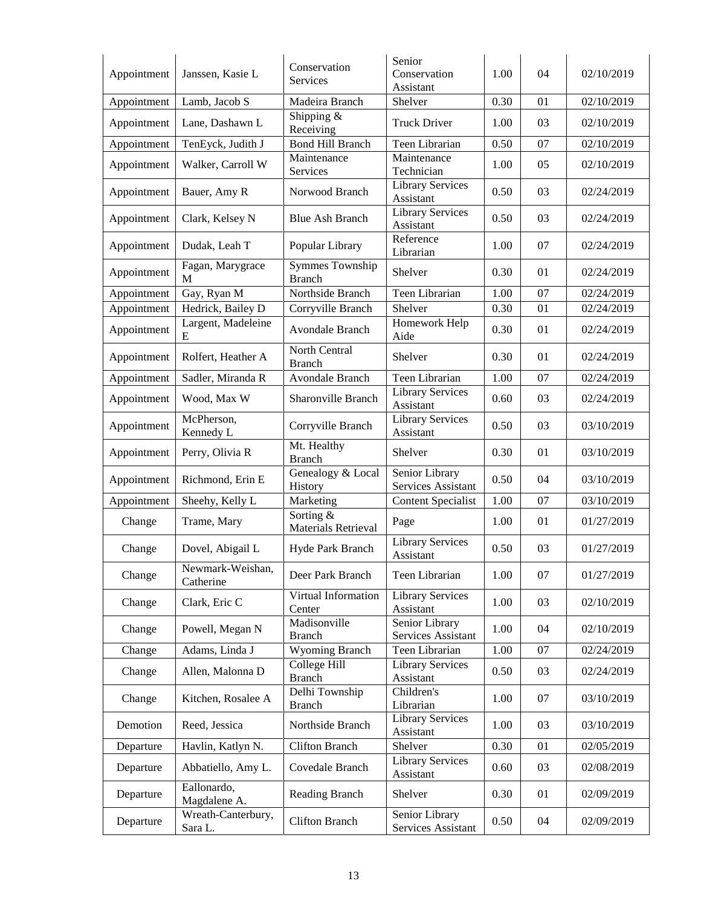| Appointment | Janssen, Kasie L | Conservation Services | Senior Conservation Assistant | 1.00 | 04 | 02/10/2019 |
|---|---|---|---|---|---|---|
| Appointment | Lamb, Jacob S | Madeira Branch | Shelver | 0.30 | 01 | 02/10/2019 |
| Appointment | Lane, Dashawn L | Shipping & Receiving | Truck Driver | 1.00 | 03 | 02/10/2019 |
| Appointment | TenEyck, Judith J | Bond Hill Branch | Teen Librarian | 0.50 | 07 | 02/10/2019 |
| Appointment | Walker, Carroll W | Maintenance Services | Maintenance Technician | 1.00 | 05 | 02/10/2019 |
| Appointment | Bauer, Amy R | Norwood Branch | Library Services Assistant | 0.50 | 03 | 02/24/2019 |
| Appointment | Clark, Kelsey N | Blue Ash Branch | Library Services Assistant | 0.50 | 03 | 02/24/2019 |
| Appointment | Dudak, Leah T | Popular Library | Reference Librarian | 1.00 | 07 | 02/24/2019 |
| Appointment | Fagan, Marygrace M | Symmes Township Branch | Shelver | 0.30 | 01 | 02/24/2019 |
| Appointment | Gay, Ryan M | Northside Branch | Teen Librarian | 1.00 | 07 | 02/24/2019 |
| Appointment | Hedrick, Bailey D | Corryville Branch | Shelver | 0.30 | 01 | 02/24/2019 |
| Appointment | Largent, Madeleine E | Avondale Branch | Homework Help Aide | 0.30 | 01 | 02/24/2019 |
| Appointment | Rolfert, Heather A | North Central Branch | Shelver | 0.30 | 01 | 02/24/2019 |
| Appointment | Sadler, Miranda R | Avondale Branch | Teen Librarian | 1.00 | 07 | 02/24/2019 |
| Appointment | Wood, Max W | Sharonville Branch | Library Services Assistant | 0.60 | 03 | 02/24/2019 |
| Appointment | McPherson, Kennedy L | Corryville Branch | Library Services Assistant | 0.50 | 03 | 03/10/2019 |
| Appointment | Perry, Olivia R | Mt. Healthy Branch | Shelver | 0.30 | 01 | 03/10/2019 |
| Appointment | Richmond, Erin E | Genealogy & Local History | Senior Library Services Assistant | 0.50 | 04 | 03/10/2019 |
| Appointment | Sheehy, Kelly L | Marketing | Content Specialist | 1.00 | 07 | 03/10/2019 |
| Change | Trame, Mary | Sorting & Materials Retrieval | Page | 1.00 | 01 | 01/27/2019 |
| Change | Dovel, Abigail L | Hyde Park Branch | Library Services Assistant | 0.50 | 03 | 01/27/2019 |
| Change | Newmark-Weishan, Catherine | Deer Park Branch | Teen Librarian | 1.00 | 07 | 01/27/2019 |
| Change | Clark, Eric C | Virtual Information Center | Library Services Assistant | 1.00 | 03 | 02/10/2019 |
| Change | Powell, Megan N | Madisonville Branch | Senior Library Services Assistant | 1.00 | 04 | 02/10/2019 |
| Change | Adams, Linda J | Wyoming Branch | Teen Librarian | 1.00 | 07 | 02/24/2019 |
| Change | Allen, Malonna D | College Hill Branch | Library Services Assistant | 0.50 | 03 | 02/24/2019 |
| Change | Kitchen, Rosalee A | Delhi Township Branch | Children's Librarian | 1.00 | 07 | 03/10/2019 |
| Demotion | Reed, Jessica | Northside Branch | Library Services Assistant | 1.00 | 03 | 03/10/2019 |
| Departure | Havlin, Katlyn N. | Clifton Branch | Shelver | 0.30 | 01 | 02/05/2019 |
| Departure | Abbatiello, Amy L. | Covedale Branch | Library Services Assistant | 0.60 | 03 | 02/08/2019 |
| Departure | Eallonardo, Magdalene A. | Reading Branch | Shelver | 0.30 | 01 | 02/09/2019 |
| Departure | Wreath-Canterbury, Sara L. | Clifton Branch | Senior Library Services Assistant | 0.50 | 04 | 02/09/2019 |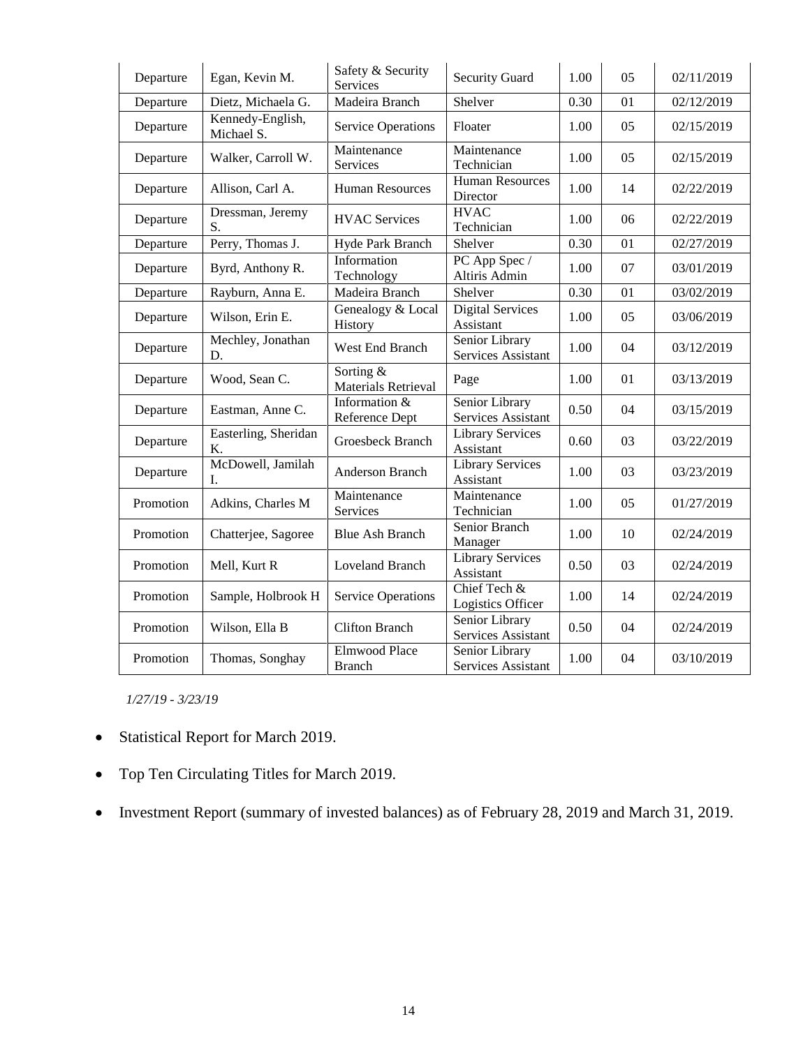| Departure | Egan, Kevin M. | Safety & Security Services | Security Guard | 1.00 | 05 | 02/11/2019 |
|---|---|---|---|---|---|---|
| Departure | Dietz, Michaela G. | Madeira Branch | Shelver | 0.30 | 01 | 02/12/2019 |
| Departure | Kennedy-English, Michael S. | Service Operations | Floater | 1.00 | 05 | 02/15/2019 |
| Departure | Walker, Carroll W. | Maintenance Services | Maintenance Technician | 1.00 | 05 | 02/15/2019 |
| Departure | Allison, Carl A. | Human Resources | Human Resources Director | 1.00 | 14 | 02/22/2019 |
| Departure | Dressman, Jeremy S. | HVAC Services | HVAC Technician | 1.00 | 06 | 02/22/2019 |
| Departure | Perry, Thomas J. | Hyde Park Branch | Shelver | 0.30 | 01 | 02/27/2019 |
| Departure | Byrd, Anthony R. | Information Technology | PC App Spec / Altiris Admin | 1.00 | 07 | 03/01/2019 |
| Departure | Rayburn, Anna E. | Madeira Branch | Shelver | 0.30 | 01 | 03/02/2019 |
| Departure | Wilson, Erin E. | Genealogy & Local History | Digital Services Assistant | 1.00 | 05 | 03/06/2019 |
| Departure | Mechley, Jonathan D. | West End Branch | Senior Library Services Assistant | 1.00 | 04 | 03/12/2019 |
| Departure | Wood, Sean C. | Sorting & Materials Retrieval | Page | 1.00 | 01 | 03/13/2019 |
| Departure | Eastman, Anne C. | Information & Reference Dept | Senior Library Services Assistant | 0.50 | 04 | 03/15/2019 |
| Departure | Easterling, Sheridan K. | Groesbeck Branch | Library Services Assistant | 0.60 | 03 | 03/22/2019 |
| Departure | McDowell, Jamilah I. | Anderson Branch | Library Services Assistant | 1.00 | 03 | 03/23/2019 |
| Promotion | Adkins, Charles M | Maintenance Services | Maintenance Technician | 1.00 | 05 | 01/27/2019 |
| Promotion | Chatterjee, Sagoree | Blue Ash Branch | Senior Branch Manager | 1.00 | 10 | 02/24/2019 |
| Promotion | Mell, Kurt R | Loveland Branch | Library Services Assistant | 0.50 | 03 | 02/24/2019 |
| Promotion | Sample, Holbrook H | Service Operations | Chief Tech & Logistics Officer | 1.00 | 14 | 02/24/2019 |
| Promotion | Wilson, Ella B | Clifton Branch | Senior Library Services Assistant | 0.50 | 04 | 02/24/2019 |
| Promotion | Thomas, Songhay | Elmwood Place Branch | Senior Library Services Assistant | 1.00 | 04 | 03/10/2019 |

*1/27/19 - 3/23/19*

- Statistical Report for March 2019.
- Top Ten Circulating Titles for March 2019.
- Investment Report (summary of invested balances) as of February 28, 2019 and March 31, 2019.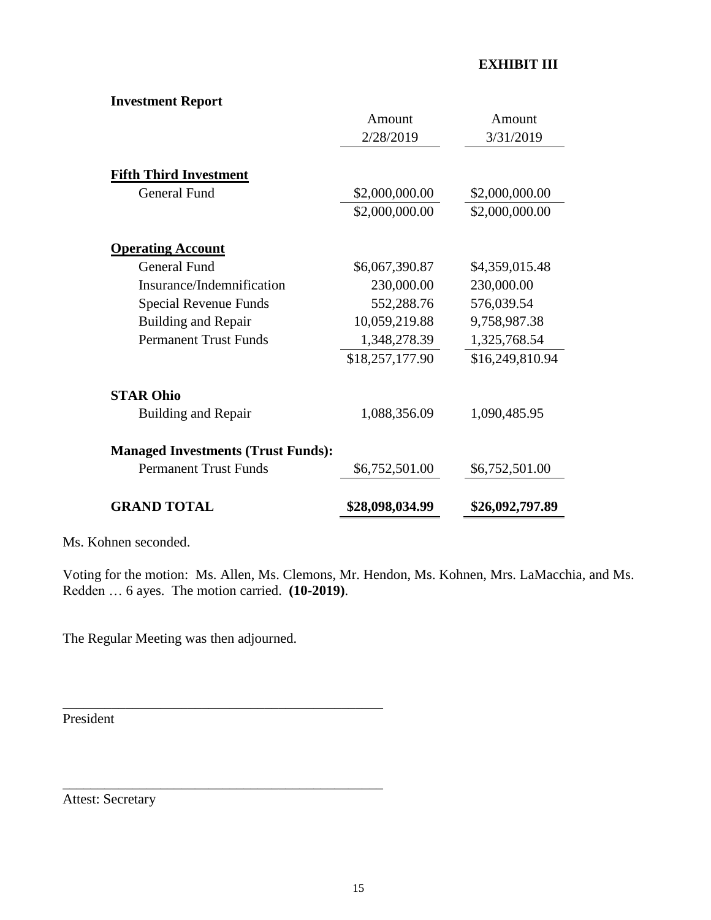**EXHIBIT III**

**Investment Report**

| | Amount 2/28/2019 | Amount 3/31/2019 |
|---|---|---|
| **Fifth Third Investment** | | |
| General Fund | $2,000,000.00 | $2,000,000.00 |
| | $2,000,000.00 | $2,000,000.00 |
| **Operating Account** | | |
| General Fund | $6,067,390.87 | $4,359,015.48 |
| Insurance/Indemnification | 230,000.00 | 230,000.00 |
| Special Revenue Funds | 552,288.76 | 576,039.54 |
| Building and Repair | 10,059,219.88 | 9,758,987.38 |
| Permanent Trust Funds | 1,348,278.39 | 1,325,768.54 |
| | $18,257,177.90 | $16,249,810.94 |
| **STAR Ohio** | | |
| Building and Repair | 1,088,356.09 | 1,090,485.95 |
| **Managed Investments (Trust Funds):** | | |
| Permanent Trust Funds | $6,752,501.00 | $6,752,501.00 |
| **GRAND TOTAL** | **$28,098,034.99** | **$26,092,797.89** |

Ms. Kohnen seconded.

Voting for the motion: Ms. Allen, Ms. Clemons, Mr. Hendon, Ms. Kohnen, Mrs. LaMacchia, and Ms. Redden … 6 ayes. The motion carried. **(10-2019)**.

The Regular Meeting was then adjourned.

_______________________________________________
President

_______________________________________________
Attest: Secretary